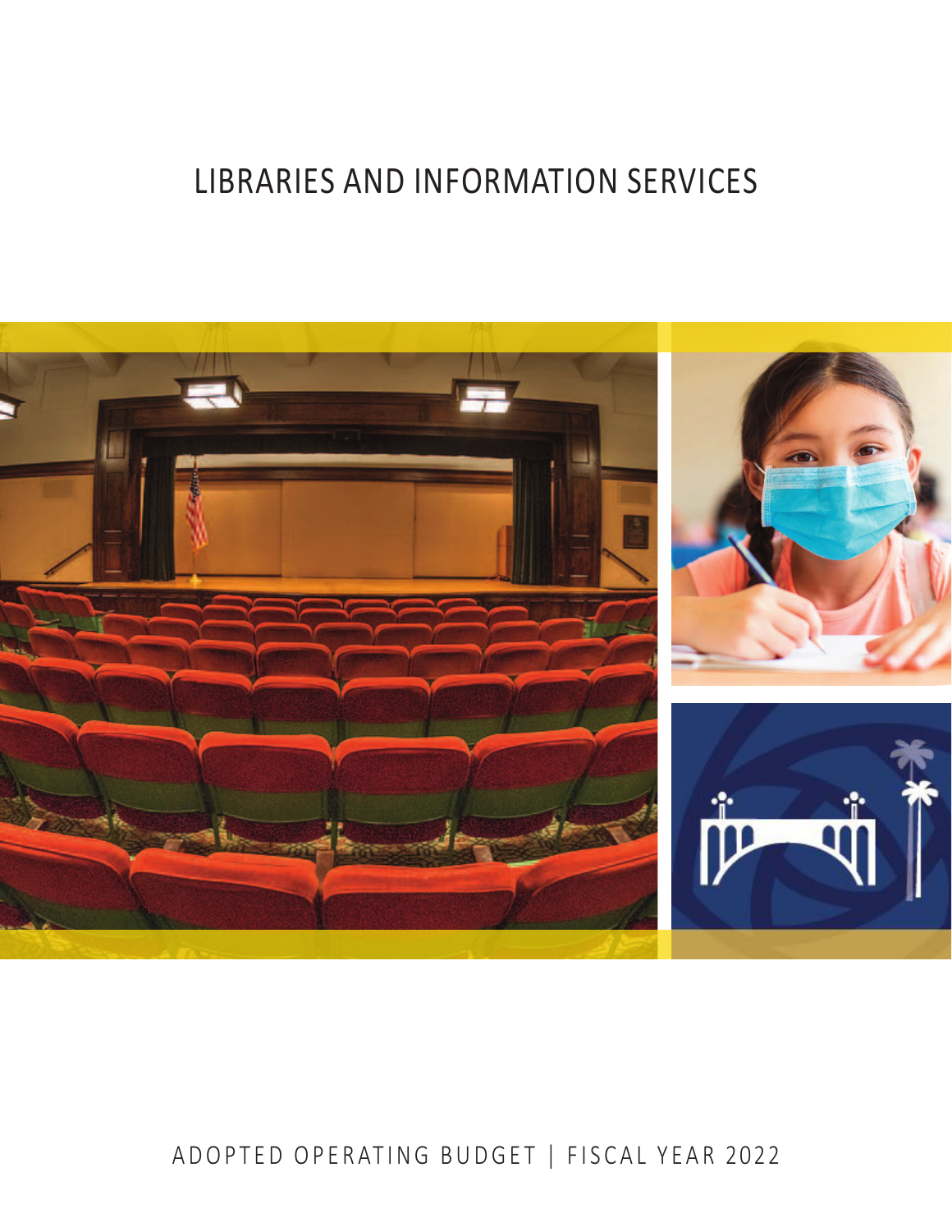# LIBRARIES AND INFORMATION SERVICES

ADOPTED OPERATING BUDGET | FISCAL YEAR 2022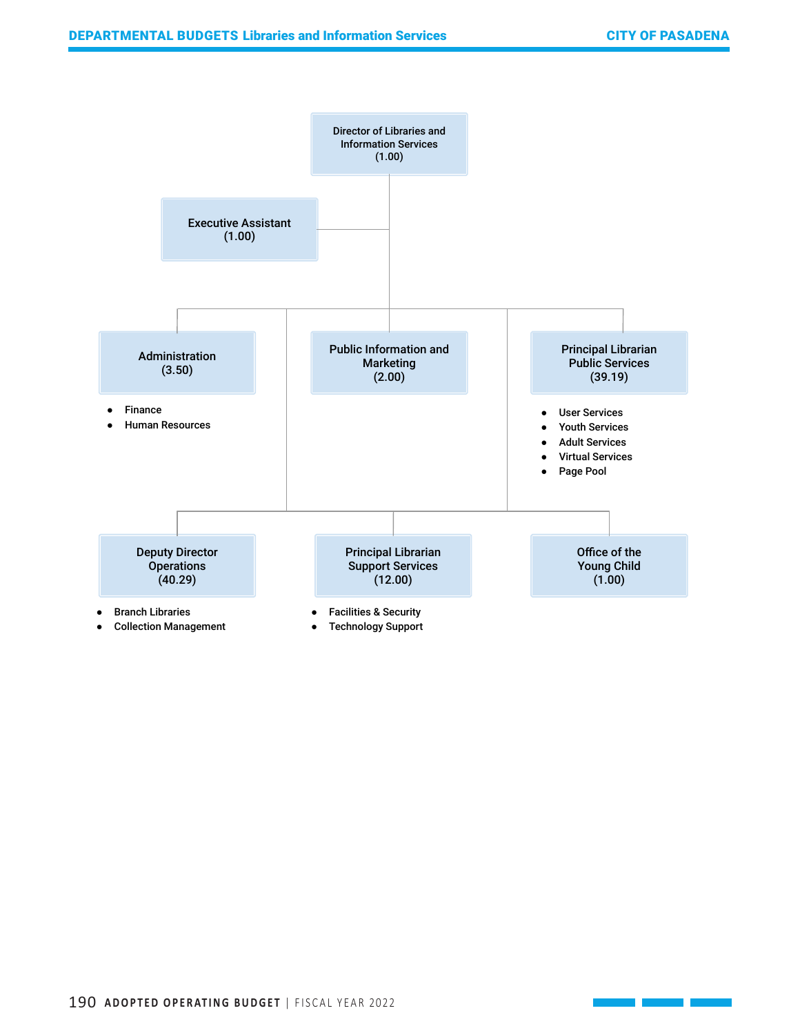- **Director of Libraries and Information Services (1.00)**
  - Executive Assistant (1.00)
  - Administration (3.50)
    - Finance
    - Human Resources
  - Public Information and Marketing (2.00)
  - Principal Librarian Public Services (39.19)
    - User Services
    - Youth Services
    - Adult Services
    - Virtual Services
    - Page Pool
  - Deputy Director Operations (40.29)
    - Branch Libraries
    - Collection Management
  - Principal Librarian Support Services (12.00)
    - Facilities & Security
    - Technology Support
  - Office of the Young Child (1.00)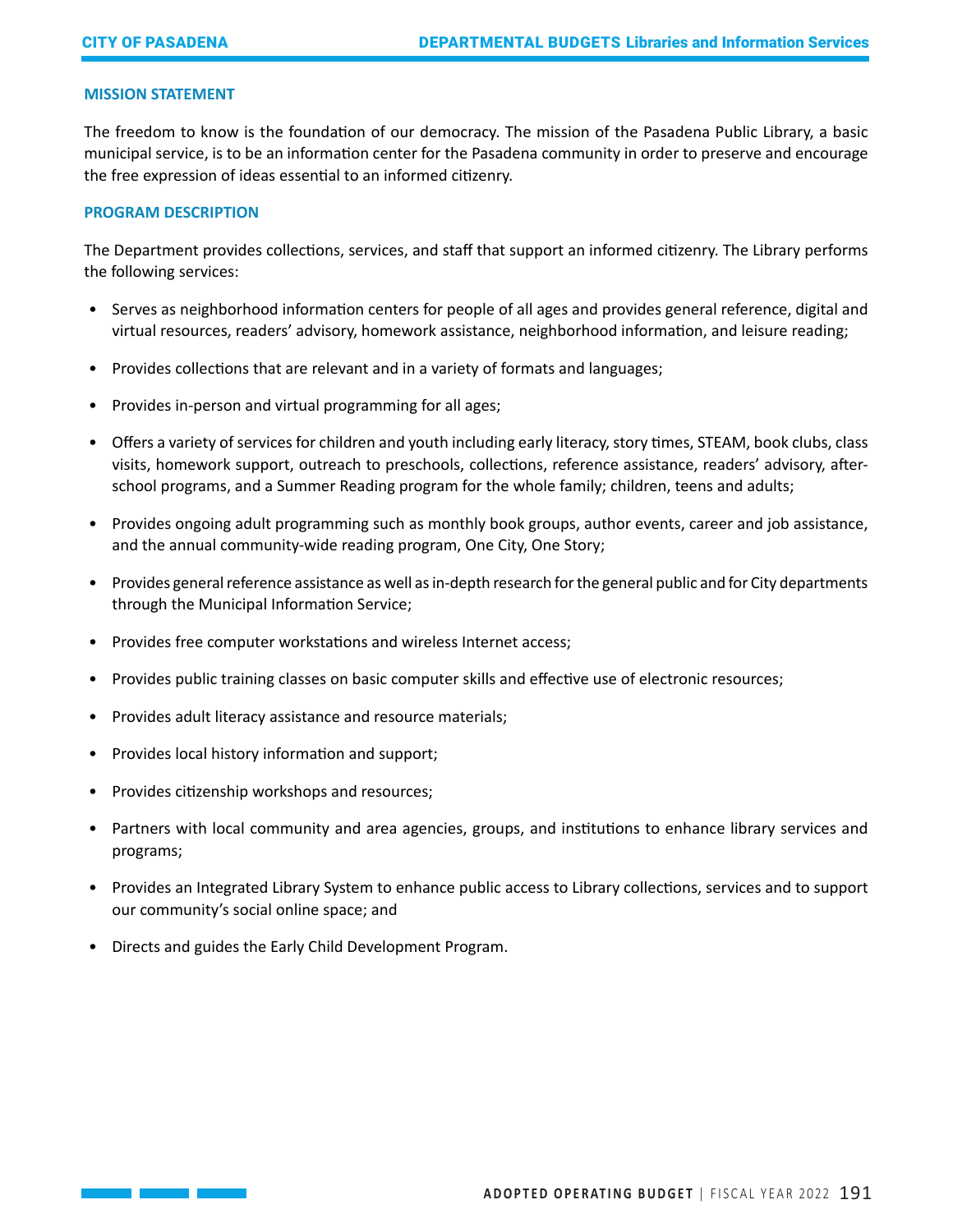## MISSION STATEMENT

The freedom to know is the foundation of our democracy. The mission of the Pasadena Public Library, a basic municipal service, is to be an information center for the Pasadena community in order to preserve and encourage the free expression of ideas essential to an informed citizenry.

## PROGRAM DESCRIPTION

The Department provides collections, services, and staff that support an informed citizenry. The Library performs the following services:

- Serves as neighborhood information centers for people of all ages and provides general reference, digital and virtual resources, readers' advisory, homework assistance, neighborhood information, and leisure reading;
- Provides collections that are relevant and in a variety of formats and languages;
- Provides in-person and virtual programming for all ages;
- Offers a variety of services for children and youth including early literacy, story times, STEAM, book clubs, class visits, homework support, outreach to preschools, collections, reference assistance, readers' advisory, after-school programs, and a Summer Reading program for the whole family; children, teens and adults;
- Provides ongoing adult programming such as monthly book groups, author events, career and job assistance, and the annual community-wide reading program, One City, One Story;
- Provides general reference assistance as well as in-depth research for the general public and for City departments through the Municipal Information Service;
- Provides free computer workstations and wireless Internet access;
- Provides public training classes on basic computer skills and effective use of electronic resources;
- Provides adult literacy assistance and resource materials;
- Provides local history information and support;
- Provides citizenship workshops and resources;
- Partners with local community and area agencies, groups, and institutions to enhance library services and programs;
- Provides an Integrated Library System to enhance public access to Library collections, services and to support our community's social online space; and
- Directs and guides the Early Child Development Program.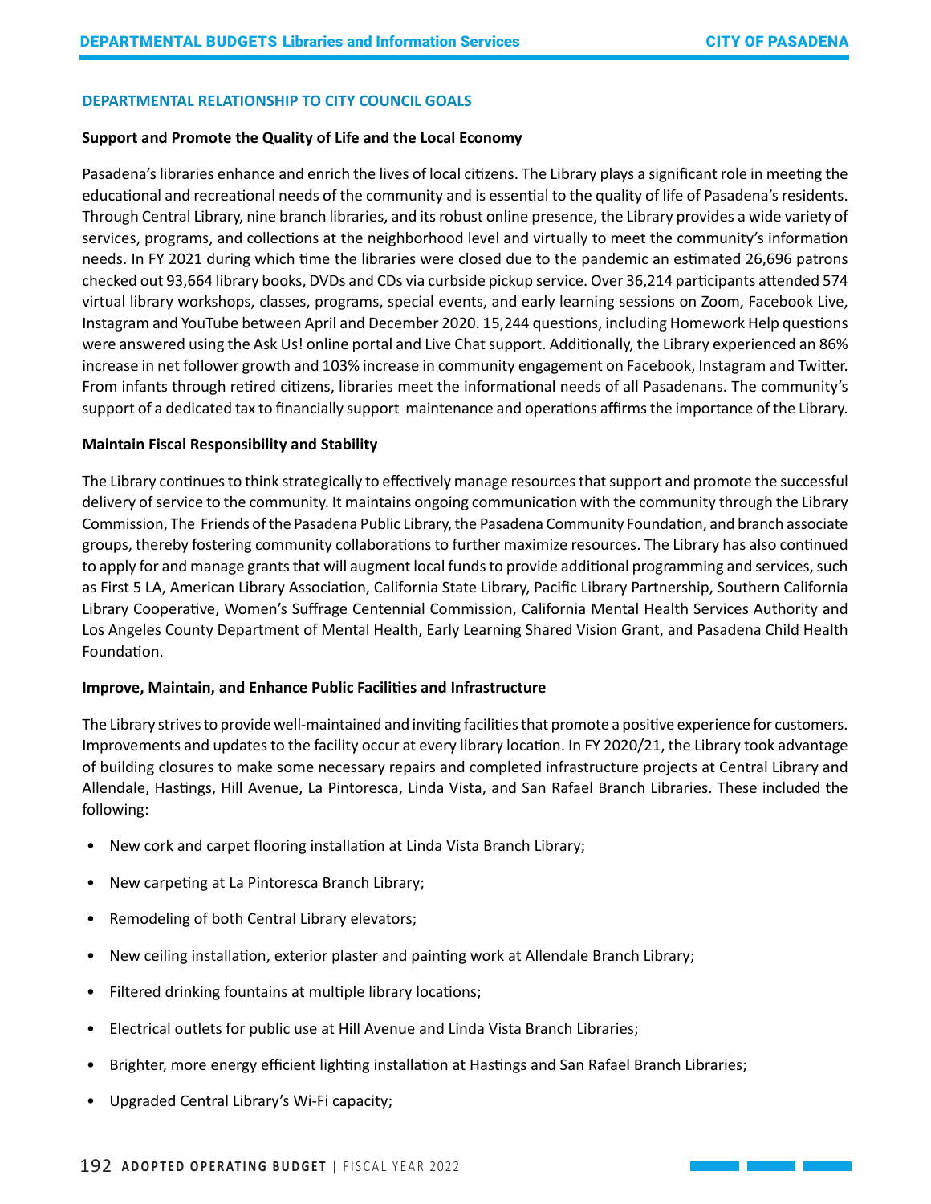## DEPARTMENTAL RELATIONSHIP TO CITY COUNCIL GOALS

**Support and Promote the Quality of Life and the Local Economy**

Pasadena's libraries enhance and enrich the lives of local citizens. The Library plays a significant role in meeting the educational and recreational needs of the community and is essential to the quality of life of Pasadena's residents. Through Central Library, nine branch libraries, and its robust online presence, the Library provides a wide variety of services, programs, and collections at the neighborhood level and virtually to meet the community's information needs. In FY 2021 during which time the libraries were closed due to the pandemic an estimated 26,696 patrons checked out 93,664 library books, DVDs and CDs via curbside pickup service. Over 36,214 participants attended 574 virtual library workshops, classes, programs, special events, and early learning sessions on Zoom, Facebook Live, Instagram and YouTube between April and December 2020. 15,244 questions, including Homework Help questions were answered using the Ask Us! online portal and Live Chat support. Additionally, the Library experienced an 86% increase in net follower growth and 103% increase in community engagement on Facebook, Instagram and Twitter. From infants through retired citizens, libraries meet the informational needs of all Pasadenans. The community's support of a dedicated tax to financially support maintenance and operations affirms the importance of the Library.

**Maintain Fiscal Responsibility and Stability**

The Library continues to think strategically to effectively manage resources that support and promote the successful delivery of service to the community. It maintains ongoing communication with the community through the Library Commission, The Friends of the Pasadena Public Library, the Pasadena Community Foundation, and branch associate groups, thereby fostering community collaborations to further maximize resources. The Library has also continued to apply for and manage grants that will augment local funds to provide additional programming and services, such as First 5 LA, American Library Association, California State Library, Pacific Library Partnership, Southern California Library Cooperative, Women's Suffrage Centennial Commission, California Mental Health Services Authority and Los Angeles County Department of Mental Health, Early Learning Shared Vision Grant, and Pasadena Child Health Foundation.

**Improve, Maintain, and Enhance Public Facilities and Infrastructure**

The Library strives to provide well-maintained and inviting facilities that promote a positive experience for customers. Improvements and updates to the facility occur at every library location. In FY 2020/21, the Library took advantage of building closures to make some necessary repairs and completed infrastructure projects at Central Library and Allendale, Hastings, Hill Avenue, La Pintoresca, Linda Vista, and San Rafael Branch Libraries. These included the following:

- New cork and carpet flooring installation at Linda Vista Branch Library;
- New carpeting at La Pintoresca Branch Library;
- Remodeling of both Central Library elevators;
- New ceiling installation, exterior plaster and painting work at Allendale Branch Library;
- Filtered drinking fountains at multiple library locations;
- Electrical outlets for public use at Hill Avenue and Linda Vista Branch Libraries;
- Brighter, more energy efficient lighting installation at Hastings and San Rafael Branch Libraries;
- Upgraded Central Library's Wi-Fi capacity;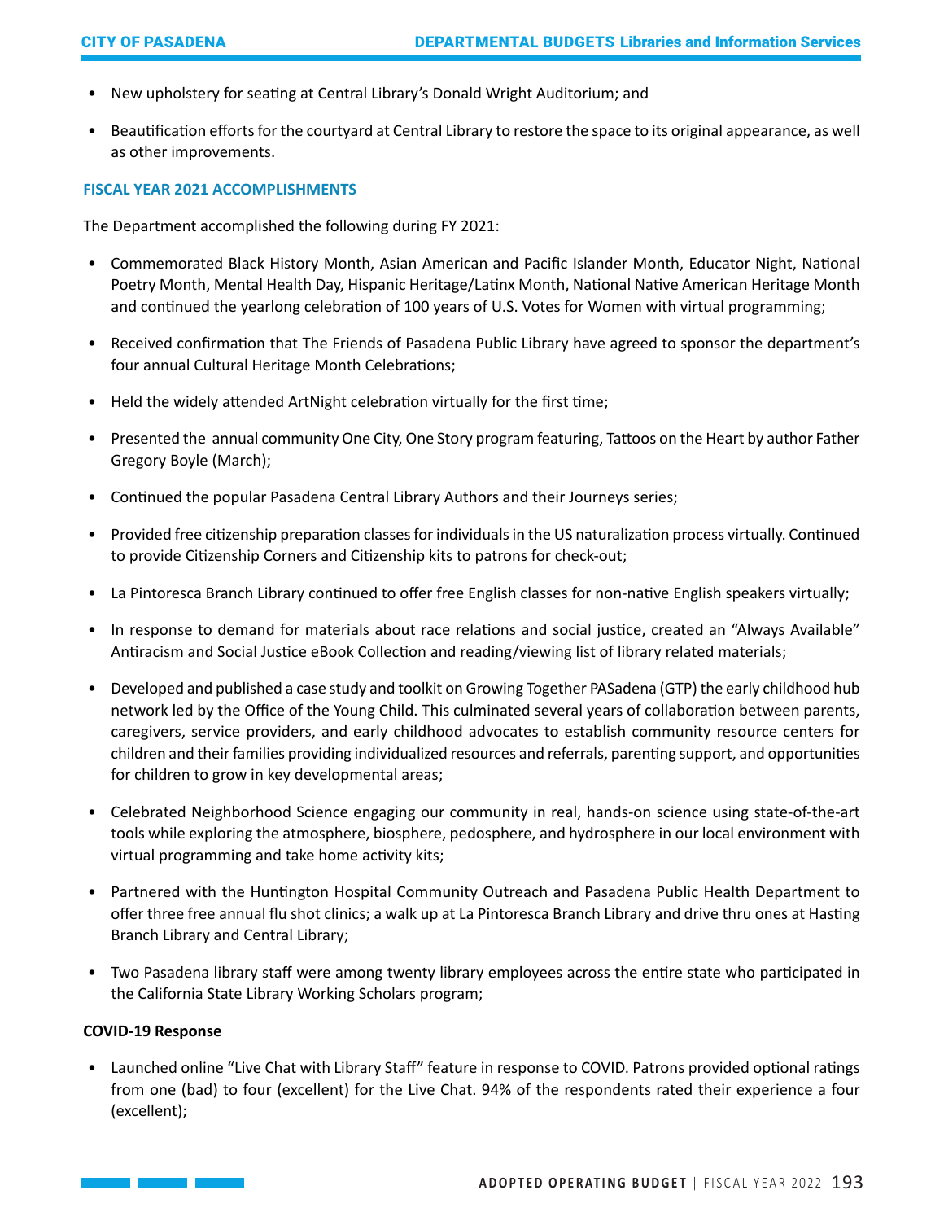- New upholstery for seating at Central Library's Donald Wright Auditorium; and
- Beautification efforts for the courtyard at Central Library to restore the space to its original appearance, as well as other improvements.

### FISCAL YEAR 2021 ACCOMPLISHMENTS

The Department accomplished the following during FY 2021:

- Commemorated Black History Month, Asian American and Pacific Islander Month, Educator Night, National Poetry Month, Mental Health Day, Hispanic Heritage/Latinx Month, National Native American Heritage Month and continued the yearlong celebration of 100 years of U.S. Votes for Women with virtual programming;
- Received confirmation that The Friends of Pasadena Public Library have agreed to sponsor the department's four annual Cultural Heritage Month Celebrations;
- Held the widely attended ArtNight celebration virtually for the first time;
- Presented the annual community One City, One Story program featuring, Tattoos on the Heart by author Father Gregory Boyle (March);
- Continued the popular Pasadena Central Library Authors and their Journeys series;
- Provided free citizenship preparation classes for individuals in the US naturalization process virtually. Continued to provide Citizenship Corners and Citizenship kits to patrons for check-out;
- La Pintoresca Branch Library continued to offer free English classes for non-native English speakers virtually;
- In response to demand for materials about race relations and social justice, created an "Always Available" Antiracism and Social Justice eBook Collection and reading/viewing list of library related materials;
- Developed and published a case study and toolkit on Growing Together PASadena (GTP) the early childhood hub network led by the Office of the Young Child. This culminated several years of collaboration between parents, caregivers, service providers, and early childhood advocates to establish community resource centers for children and their families providing individualized resources and referrals, parenting support, and opportunities for children to grow in key developmental areas;
- Celebrated Neighborhood Science engaging our community in real, hands-on science using state-of-the-art tools while exploring the atmosphere, biosphere, pedosphere, and hydrosphere in our local environment with virtual programming and take home activity kits;
- Partnered with the Huntington Hospital Community Outreach and Pasadena Public Health Department to offer three free annual flu shot clinics; a walk up at La Pintoresca Branch Library and drive thru ones at Hasting Branch Library and Central Library;
- Two Pasadena library staff were among twenty library employees across the entire state who participated in the California State Library Working Scholars program;

**COVID-19 Response**

- Launched online "Live Chat with Library Staff" feature in response to COVID. Patrons provided optional ratings from one (bad) to four (excellent) for the Live Chat. 94% of the respondents rated their experience a four (excellent);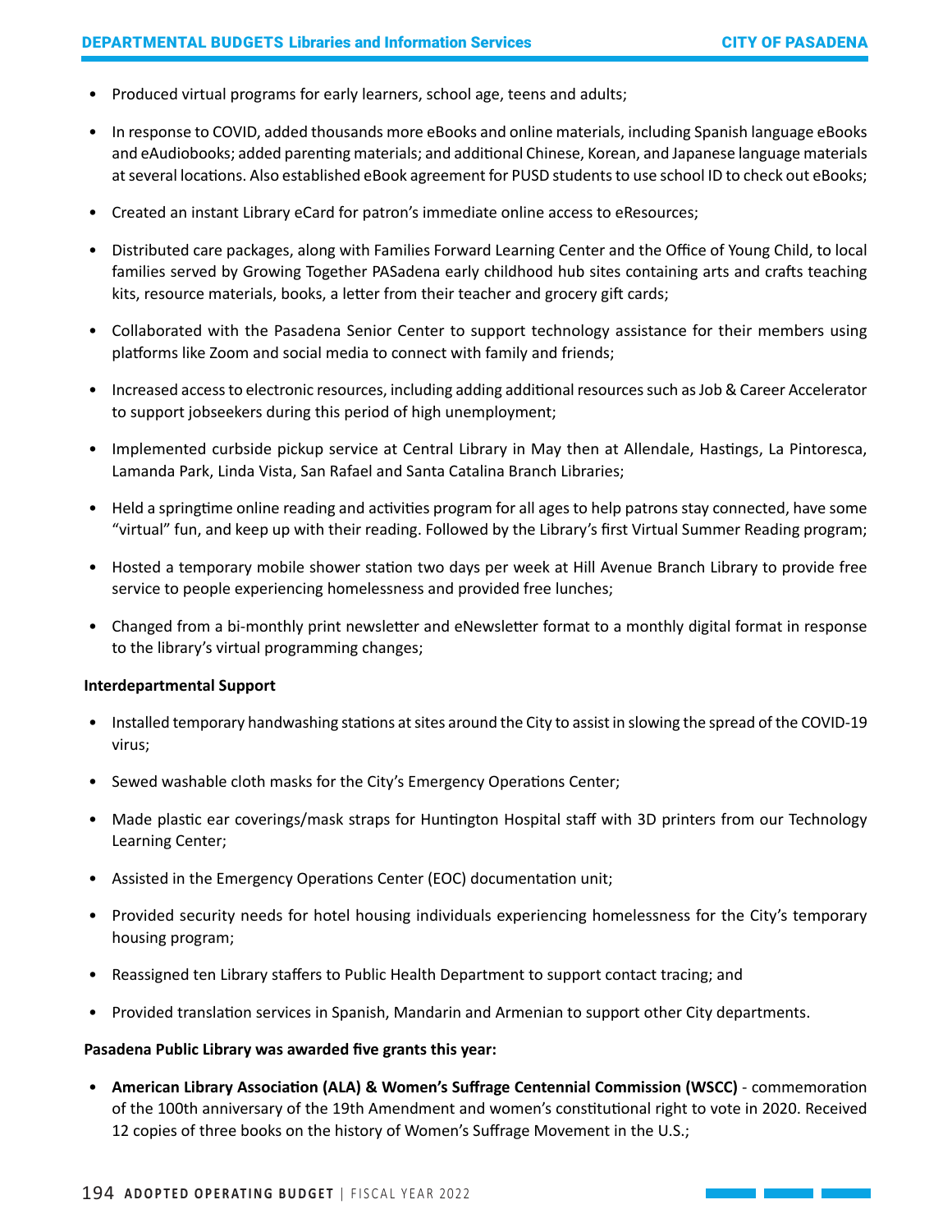- Produced virtual programs for early learners, school age, teens and adults;
- In response to COVID, added thousands more eBooks and online materials, including Spanish language eBooks and eAudiobooks; added parenting materials; and additional Chinese, Korean, and Japanese language materials at several locations. Also established eBook agreement for PUSD students to use school ID to check out eBooks;
- Created an instant Library eCard for patron's immediate online access to eResources;
- Distributed care packages, along with Families Forward Learning Center and the Office of Young Child, to local families served by Growing Together PASadena early childhood hub sites containing arts and crafts teaching kits, resource materials, books, a letter from their teacher and grocery gift cards;
- Collaborated with the Pasadena Senior Center to support technology assistance for their members using platforms like Zoom and social media to connect with family and friends;
- Increased access to electronic resources, including adding additional resources such as Job & Career Accelerator to support jobseekers during this period of high unemployment;
- Implemented curbside pickup service at Central Library in May then at Allendale, Hastings, La Pintoresca, Lamanda Park, Linda Vista, San Rafael and Santa Catalina Branch Libraries;
- Held a springtime online reading and activities program for all ages to help patrons stay connected, have some "virtual" fun, and keep up with their reading. Followed by the Library's first Virtual Summer Reading program;
- Hosted a temporary mobile shower station two days per week at Hill Avenue Branch Library to provide free service to people experiencing homelessness and provided free lunches;
- Changed from a bi-monthly print newsletter and eNewsletter format to a monthly digital format in response to the library's virtual programming changes;

**Interdepartmental Support**

- Installed temporary handwashing stations at sites around the City to assist in slowing the spread of the COVID-19 virus;
- Sewed washable cloth masks for the City's Emergency Operations Center;
- Made plastic ear coverings/mask straps for Huntington Hospital staff with 3D printers from our Technology Learning Center;
- Assisted in the Emergency Operations Center (EOC) documentation unit;
- Provided security needs for hotel housing individuals experiencing homelessness for the City's temporary housing program;
- Reassigned ten Library staffers to Public Health Department to support contact tracing; and
- Provided translation services in Spanish, Mandarin and Armenian to support other City departments.

**Pasadena Public Library was awarded five grants this year:**

- **American Library Association (ALA) & Women's Suffrage Centennial Commission (WSCC)** - commemoration of the 100th anniversary of the 19th Amendment and women's constitutional right to vote in 2020. Received 12 copies of three books on the history of Women's Suffrage Movement in the U.S.;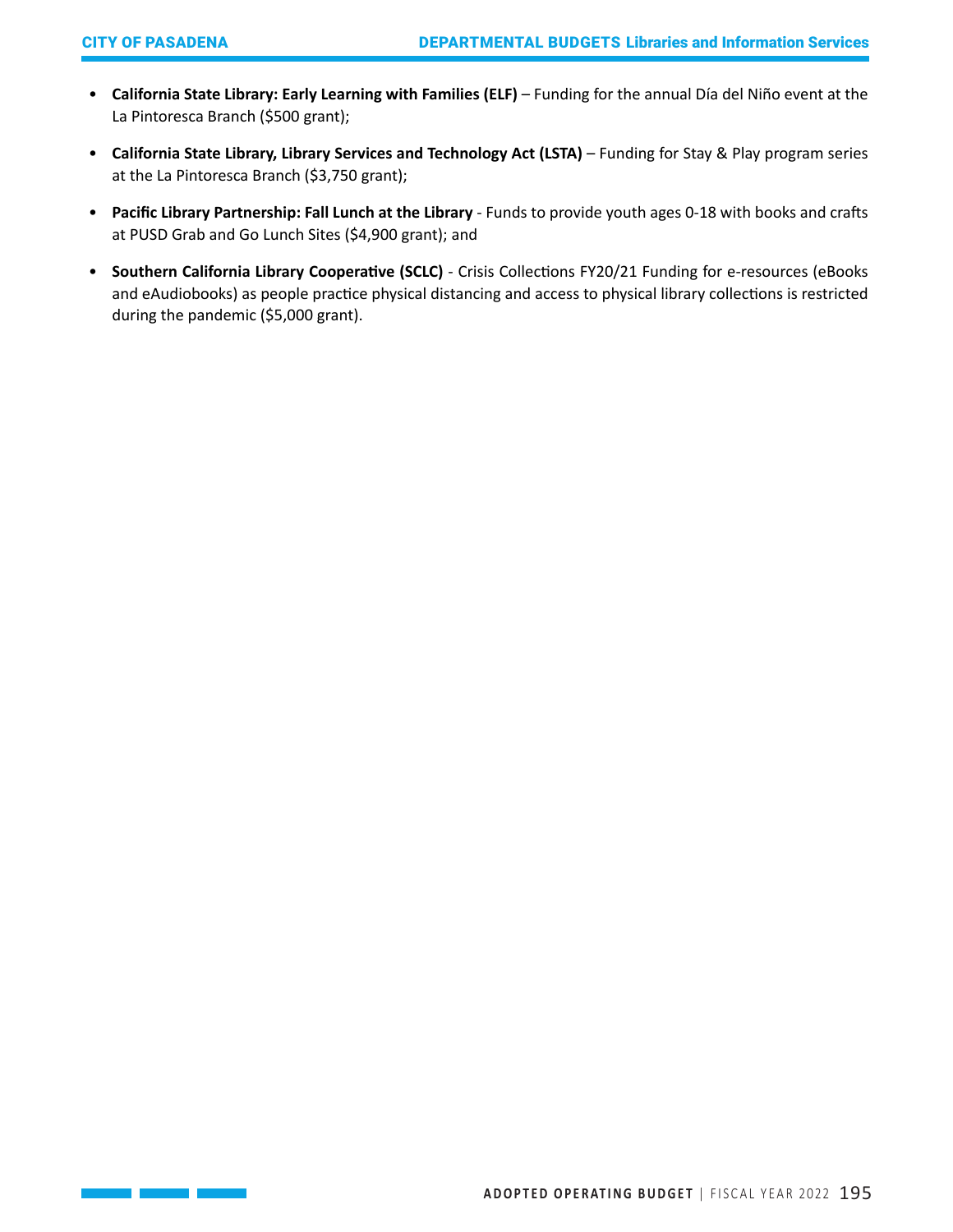- **California State Library: Early Learning with Families (ELF)** – Funding for the annual Día del Niño event at the La Pintoresca Branch ($500 grant);
- **California State Library, Library Services and Technology Act (LSTA)** – Funding for Stay & Play program series at the La Pintoresca Branch ($3,750 grant);
- **Pacific Library Partnership: Fall Lunch at the Library** - Funds to provide youth ages 0-18 with books and crafts at PUSD Grab and Go Lunch Sites ($4,900 grant); and
- **Southern California Library Cooperative (SCLC)** - Crisis Collections FY20/21 Funding for e-resources (eBooks and eAudiobooks) as people practice physical distancing and access to physical library collections is restricted during the pandemic ($5,000 grant).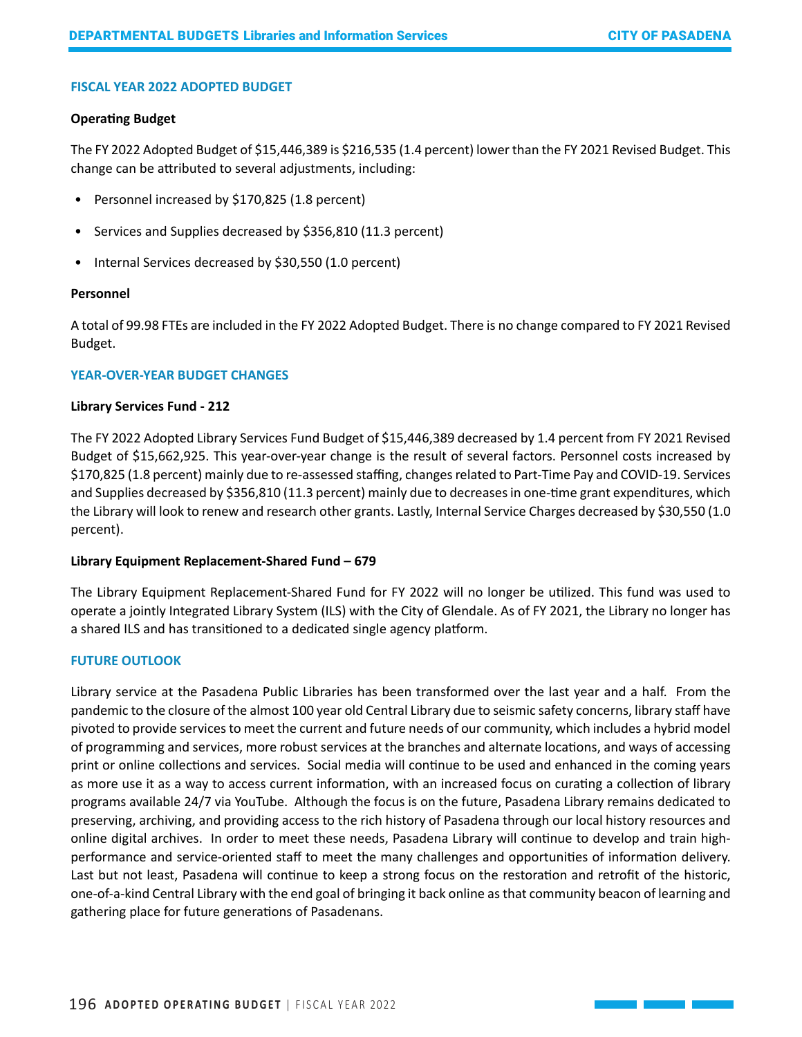## FISCAL YEAR 2022 ADOPTED BUDGET

### Operating Budget

The FY 2022 Adopted Budget of $15,446,389 is $216,535 (1.4 percent) lower than the FY 2021 Revised Budget. This change can be attributed to several adjustments, including:

- Personnel increased by $170,825 (1.8 percent)
- Services and Supplies decreased by $356,810 (11.3 percent)
- Internal Services decreased by $30,550 (1.0 percent)

### Personnel

A total of 99.98 FTEs are included in the FY 2022 Adopted Budget. There is no change compared to FY 2021 Revised Budget.

## YEAR-OVER-YEAR BUDGET CHANGES

### Library Services Fund - 212

The FY 2022 Adopted Library Services Fund Budget of $15,446,389 decreased by 1.4 percent from FY 2021 Revised Budget of $15,662,925. This year-over-year change is the result of several factors. Personnel costs increased by $170,825 (1.8 percent) mainly due to re-assessed staffing, changes related to Part-Time Pay and COVID-19. Services and Supplies decreased by $356,810 (11.3 percent) mainly due to decreases in one-time grant expenditures, which the Library will look to renew and research other grants. Lastly, Internal Service Charges decreased by $30,550 (1.0 percent).

### Library Equipment Replacement-Shared Fund – 679

The Library Equipment Replacement-Shared Fund for FY 2022 will no longer be utilized. This fund was used to operate a jointly Integrated Library System (ILS) with the City of Glendale. As of FY 2021, the Library no longer has a shared ILS and has transitioned to a dedicated single agency platform.

## FUTURE OUTLOOK

Library service at the Pasadena Public Libraries has been transformed over the last year and a half. From the pandemic to the closure of the almost 100 year old Central Library due to seismic safety concerns, library staff have pivoted to provide services to meet the current and future needs of our community, which includes a hybrid model of programming and services, more robust services at the branches and alternate locations, and ways of accessing print or online collections and services. Social media will continue to be used and enhanced in the coming years as more use it as a way to access current information, with an increased focus on curating a collection of library programs available 24/7 via YouTube. Although the focus is on the future, Pasadena Library remains dedicated to preserving, archiving, and providing access to the rich history of Pasadena through our local history resources and online digital archives. In order to meet these needs, Pasadena Library will continue to develop and train high-performance and service-oriented staff to meet the many challenges and opportunities of information delivery. Last but not least, Pasadena will continue to keep a strong focus on the restoration and retrofit of the historic, one-of-a-kind Central Library with the end goal of bringing it back online as that community beacon of learning and gathering place for future generations of Pasadenans.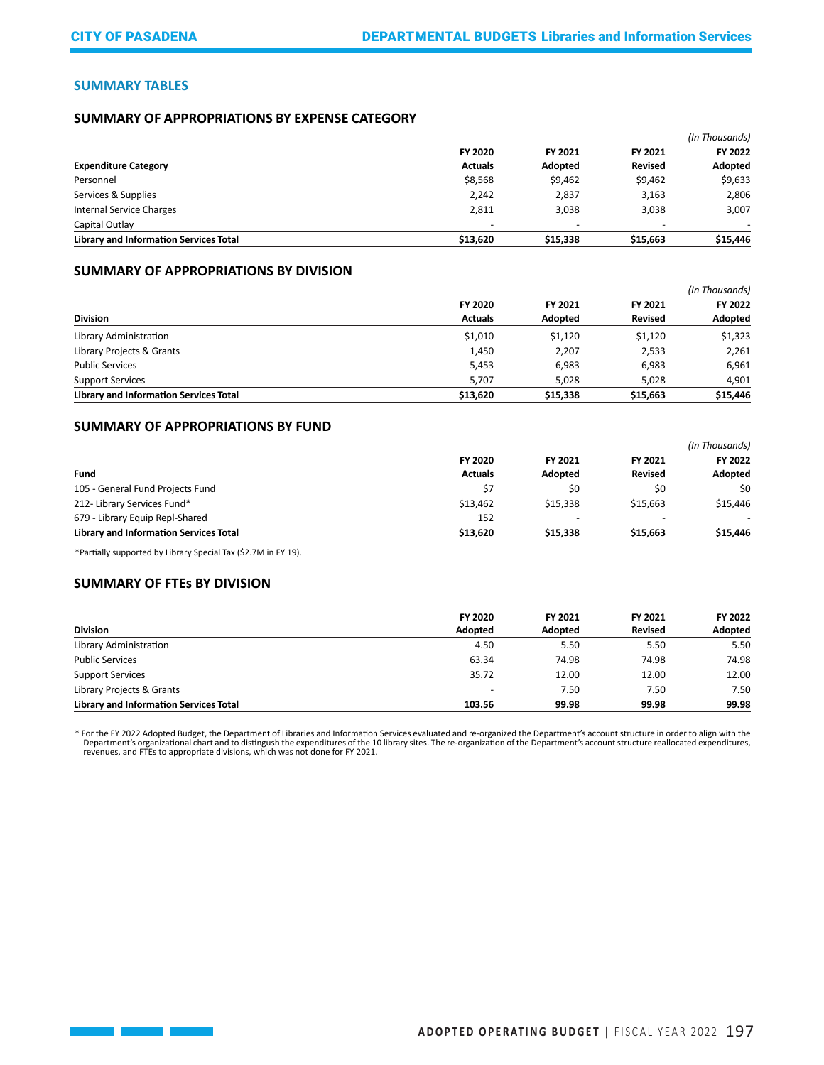## SUMMARY TABLES

### SUMMARY OF APPROPRIATIONS BY EXPENSE CATEGORY

*(In Thousands)*

| Expenditure Category | FY 2020 Actuals | FY 2021 Adopted | FY 2021 Revised | FY 2022 Adopted |
|---|---|---|---|---|
| Personnel | $8,568 | $9,462 | $9,462 | $9,633 |
| Services & Supplies | 2,242 | 2,837 | 3,163 | 2,806 |
| Internal Service Charges | 2,811 | 3,038 | 3,038 | 3,007 |
| Capital Outlay | - | - | - | - |
| **Library and Information Services Total** | **$13,620** | **$15,338** | **$15,663** | **$15,446** |

### SUMMARY OF APPROPRIATIONS BY DIVISION

*(In Thousands)*

| Division | FY 2020 Actuals | FY 2021 Adopted | FY 2021 Revised | FY 2022 Adopted |
|---|---|---|---|---|
| Library Administration | $1,010 | $1,120 | $1,120 | $1,323 |
| Library Projects & Grants | 1,450 | 2,207 | 2,533 | 2,261 |
| Public Services | 5,453 | 6,983 | 6,983 | 6,961 |
| Support Services | 5,707 | 5,028 | 5,028 | 4,901 |
| **Library and Information Services Total** | **$13,620** | **$15,338** | **$15,663** | **$15,446** |

### SUMMARY OF APPROPRIATIONS BY FUND

*(In Thousands)*

| Fund | FY 2020 Actuals | FY 2021 Adopted | FY 2021 Revised | FY 2022 Adopted |
|---|---|---|---|---|
| 105 - General Fund Projects Fund | $7 | $0 | $0 | $0 |
| 212- Library Services Fund* | $13,462 | $15,338 | $15,663 | $15,446 |
| 679 - Library Equip Repl-Shared | 152 | - | - | - |
| **Library and Information Services Total** | **$13,620** | **$15,338** | **$15,663** | **$15,446** |

*Partially supported by Library Special Tax ($2.7M in FY 19).

### SUMMARY OF FTEs BY DIVISION

| Division | FY 2020 Adopted | FY 2021 Adopted | FY 2021 Revised | FY 2022 Adopted |
|---|---|---|---|---|
| Library Administration | 4.50 | 5.50 | 5.50 | 5.50 |
| Public Services | 63.34 | 74.98 | 74.98 | 74.98 |
| Support Services | 35.72 | 12.00 | 12.00 | 12.00 |
| Library Projects & Grants | - | 7.50 | 7.50 | 7.50 |
| **Library and Information Services Total** | **103.56** | **99.98** | **99.98** | **99.98** |

* For the FY 2022 Adopted Budget, the Department of Libraries and Information Services evaluated and re-organized the Department's account structure in order to align with the Department's organizational chart and to distingush the expenditures of the 10 library sites. The re-organization of the Department's account structure reallocated expenditures, revenues, and FTEs to appropriate divisions, which was not done for FY 2021.